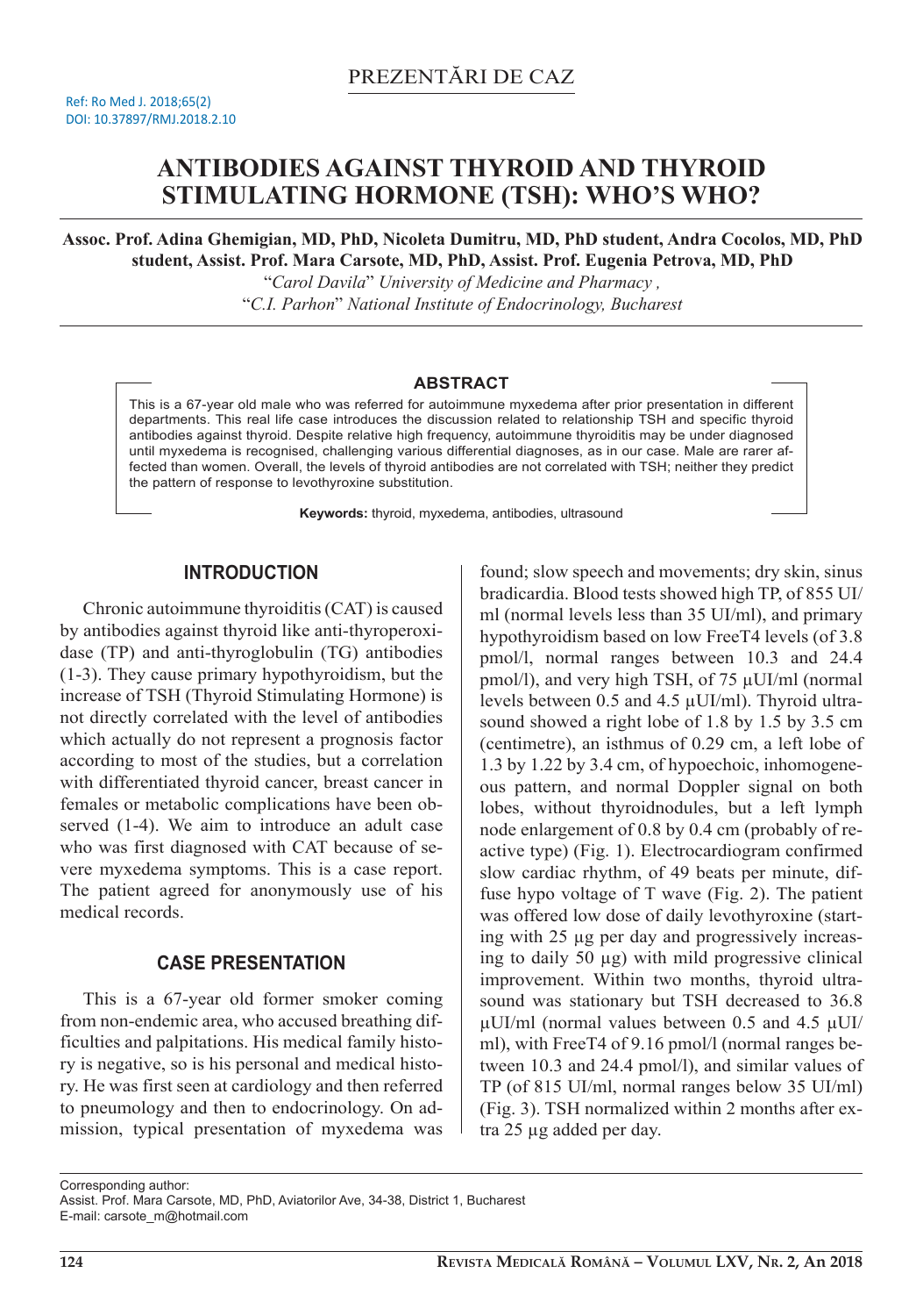PREZENTĂRI DE CAZ

Ref: Ro Med J. 2018;65(2)
DOI: 10.37897/RMJ.2018.2.10

# ANTIBODIES AGAINST THYROID AND THYROID STIMULATING HORMONE (TSH): WHO'S WHO?

**Assoc. Prof. Adina Ghemigian, MD, PhD, Nicoleta Dumitru, MD, PhD student, Andra Cocolos, MD, PhD student, Assist. Prof. Mara Carsote, MD, PhD, Assist. Prof. Eugenia Petrova, MD, PhD**

"*Carol Davila*" *University of Medicine and Pharmacy ,*
"*C.I. Parhon*" *National Institute of Endocrinology, Bucharest*

## ABSTRACT

This is a 67-year old male who was referred for autoimmune myxedema after prior presentation in different departments. This real life case introduces the discussion related to relationship TSH and specific thyroid antibodies against thyroid. Despite relative high frequency, autoimmune thyroiditis may be under diagnosed until myxedema is recognised, challenging various differential diagnoses, as in our case. Male are rarer affected than women. Overall, the levels of thyroid antibodies are not correlated with TSH; neither they predict the pattern of response to levothyroxine substitution.

**Keywords:** thyroid, myxedema, antibodies, ultrasound

## INTRODUCTION

Chronic autoimmune thyroiditis (CAT) is caused by antibodies against thyroid like anti-thyroperoxidase (TP) and anti-thyroglobulin (TG) antibodies (1-3). They cause primary hypothyroidism, but the increase of TSH (Thyroid Stimulating Hormone) is not directly correlated with the level of antibodies which actually do not represent a prognosis factor according to most of the studies, but a correlation with differentiated thyroid cancer, breast cancer in females or metabolic complications have been observed (1-4). We aim to introduce an adult case who was first diagnosed with CAT because of severe myxedema symptoms. This is a case report. The patient agreed for anonymously use of his medical records.

## CASE PRESENTATION

This is a 67-year old former smoker coming from non-endemic area, who accused breathing difficulties and palpitations. His medical family history is negative, so is his personal and medical history. He was first seen at cardiology and then referred to pneumology and then to endocrinology. On admission, typical presentation of myxedema was found; slow speech and movements; dry skin, sinus bradicardia. Blood tests showed high TP, of 855 UI/ml (normal levels less than 35 UI/ml), and primary hypothyroidism based on low FreeT4 levels (of 3.8 pmol/l, normal ranges between 10.3 and 24.4 pmol/l), and very high TSH, of 75 µUI/ml (normal levels between 0.5 and 4.5 µUI/ml). Thyroid ultrasound showed a right lobe of 1.8 by 1.5 by 3.5 cm (centimetre), an isthmus of 0.29 cm, a left lobe of 1.3 by 1.22 by 3.4 cm, of hypoechoic, inhomogeneous pattern, and normal Doppler signal on both lobes, without thyroidnodules, but a left lymph node enlargement of 0.8 by 0.4 cm (probably of reactive type) (Fig. 1). Electrocardiogram confirmed slow cardiac rhythm, of 49 beats per minute, diffuse hypo voltage of T wave (Fig. 2). The patient was offered low dose of daily levothyroxine (starting with 25 µg per day and progressively increasing to daily 50 µg) with mild progressive clinical improvement. Within two months, thyroid ultrasound was stationary but TSH decreased to 36.8 µUI/ml (normal values between 0.5 and 4.5 µUI/ml), with FreeT4 of 9.16 pmol/l (normal ranges between 10.3 and 24.4 pmol/l), and similar values of TP (of 815 UI/ml, normal ranges below 35 UI/ml) (Fig. 3). TSH normalized within 2 months after extra 25 µg added per day.

Corresponding author:
Assist. Prof. Mara Carsote, MD, PhD, Aviatorilor Ave, 34-38, District 1, Bucharest
E-mail: carsote_m@hotmail.com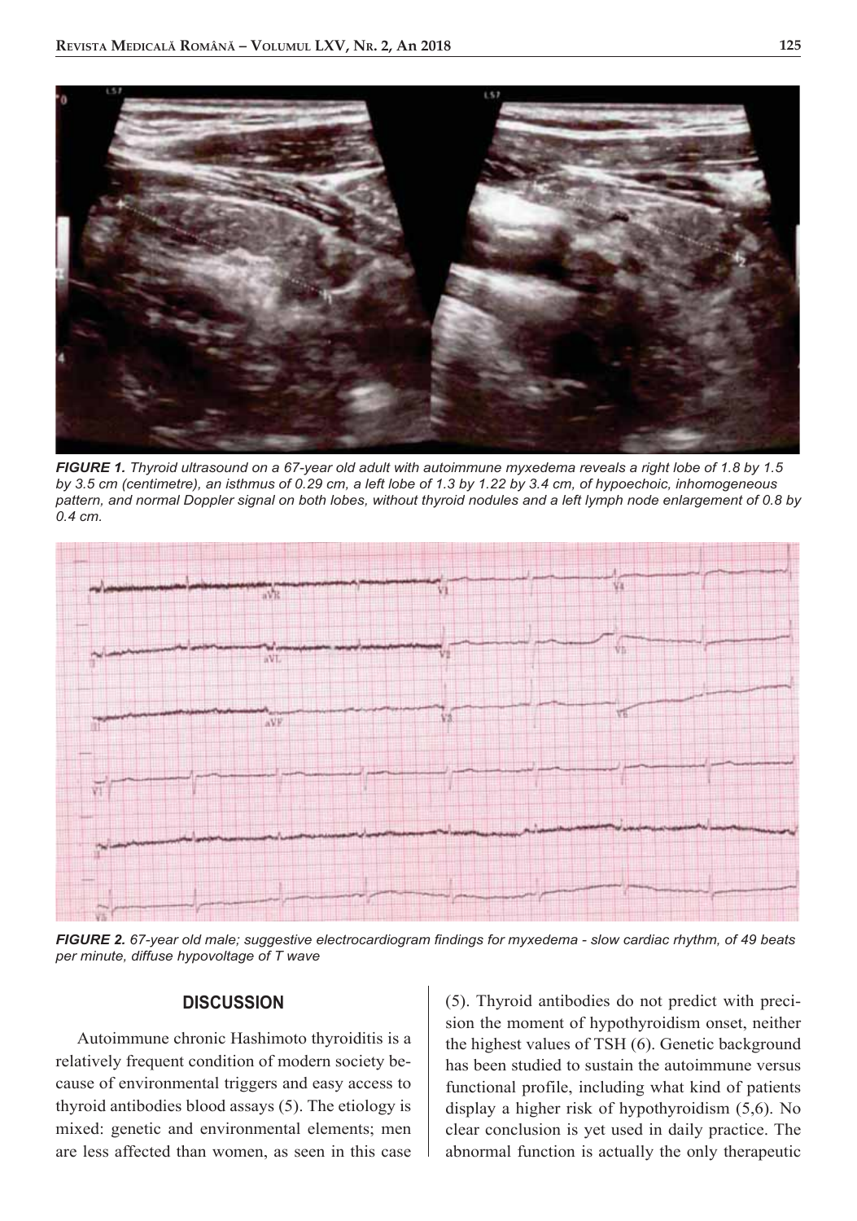*FIGURE 1. Thyroid ultrasound on a 67-year old adult with autoimmune myxedema reveals a right lobe of 1.8 by 1.5 by 3.5 cm (centimetre), an isthmus of 0.29 cm, a left lobe of 1.3 by 1.22 by 3.4 cm, of hypoechoic, inhomogeneous pattern, and normal Doppler signal on both lobes, without thyroid nodules and a left lymph node enlargement of 0.8 by 0.4 cm.*

*FIGURE 2. 67-year old male; suggestive electrocardiogram findings for myxedema - slow cardiac rhythm, of 49 beats per minute, diffuse hypovoltage of T wave*

## DISCUSSION

Autoimmune chronic Hashimoto thyroiditis is a relatively frequent condition of modern society because of environmental triggers and easy access to thyroid antibodies blood assays (5). The etiology is mixed: genetic and environmental elements; men are less affected than women, as seen in this case (5). Thyroid antibodies do not predict with precision the moment of hypothyroidism onset, neither the highest values of TSH (6). Genetic background has been studied to sustain the autoimmune versus functional profile, including what kind of patients display a higher risk of hypothyroidism (5,6). No clear conclusion is yet used in daily practice. The abnormal function is actually the only therapeutic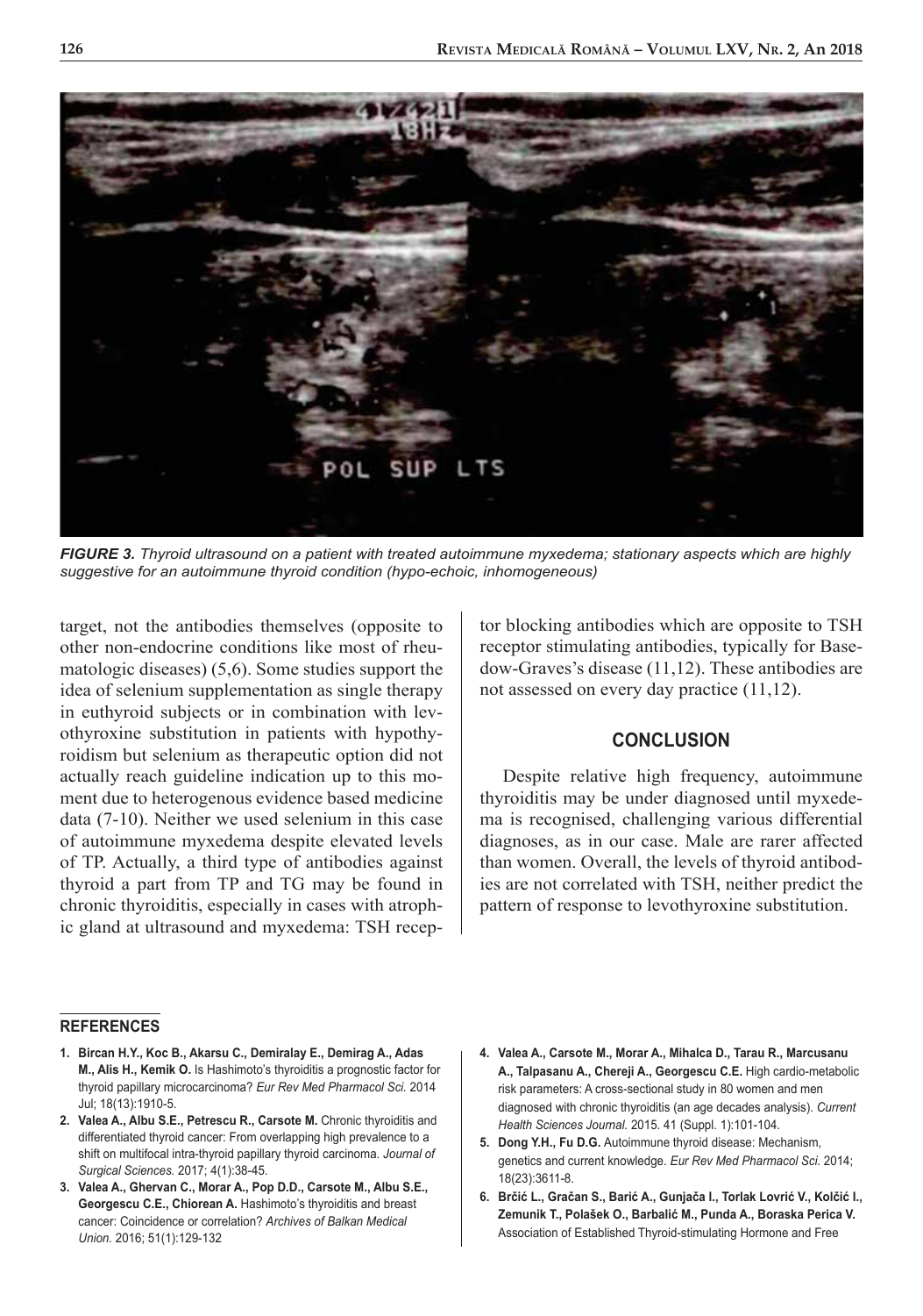*FIGURE 3. Thyroid ultrasound on a patient with treated autoimmune myxedema; stationary aspects which are highly suggestive for an autoimmune thyroid condition (hypo-echoic, inhomogeneous)*

target, not the antibodies themselves (opposite to other non-endocrine conditions like most of rheumatologic diseases) (5,6). Some studies support the idea of selenium supplementation as single therapy in euthyroid subjects or in combination with levothyroxine substitution in patients with hypothyroidism but selenium as therapeutic option did not actually reach guideline indication up to this moment due to heterogenous evidence based medicine data (7-10). Neither we used selenium in this case of autoimmune myxedema despite elevated levels of TP. Actually, a third type of antibodies against thyroid a part from TP and TG may be found in chronic thyroiditis, especially in cases with atrophic gland at ultrasound and myxedema: TSH receptor blocking antibodies which are opposite to TSH receptor stimulating antibodies, typically for Basedow-Graves's disease (11,12). These antibodies are not assessed on every day practice (11,12).

## CONCLUSION

Despite relative high frequency, autoimmune thyroiditis may be under diagnosed until myxedema is recognised, challenging various differential diagnoses, as in our case. Male are rarer affected than women. Overall, the levels of thyroid antibodies are not correlated with TSH, neither predict the pattern of response to levothyroxine substitution.

### REFERENCES

1. **Bircan H.Y., Koc B., Akarsu C., Demiralay E., Demirag A., Adas M., Alis H., Kemik O.** Is Hashimoto's thyroiditis a prognostic factor for thyroid papillary microcarcinoma? *Eur Rev Med Pharmacol Sci.* 2014 Jul; 18(13):1910-5.
2. **Valea A., Albu S.E., Petrescu R., Carsote M.** Chronic thyroiditis and differentiated thyroid cancer: From overlapping high prevalence to a shift on multifocal intra-thyroid papillary thyroid carcinoma. *Journal of Surgical Sciences.* 2017; 4(1):38-45.
3. **Valea A., Ghervan C., Morar A., Pop D.D., Carsote M., Albu S.E., Georgescu C.E., Chiorean A.** Hashimoto's thyroiditis and breast cancer: Coincidence or correlation? *Archives of Balkan Medical Union.* 2016; 51(1):129-132
4. **Valea A., Carsote M., Morar A., Mihalca D., Tarau R., Marcusanu A., Talpasanu A., Chereji A., Georgescu C.E.** High cardio-metabolic risk parameters: A cross-sectional study in 80 women and men diagnosed with chronic thyroiditis (an age decades analysis). *Current Health Sciences Journal.* 2015. 41 (Suppl. 1):101-104.
5. **Dong Y.H., Fu D.G.** Autoimmune thyroid disease: Mechanism, genetics and current knowledge. *Eur Rev Med Pharmacol Sci.* 2014; 18(23):3611-8.
6. **Brčić L., Gračan S., Barić A., Gunjača I., Torlak Lovrić V., Kolčić I., Zemunik T., Polašek O., Barbalić M., Punda A., Boraska Perica V.** Association of Established Thyroid-stimulating Hormone and Free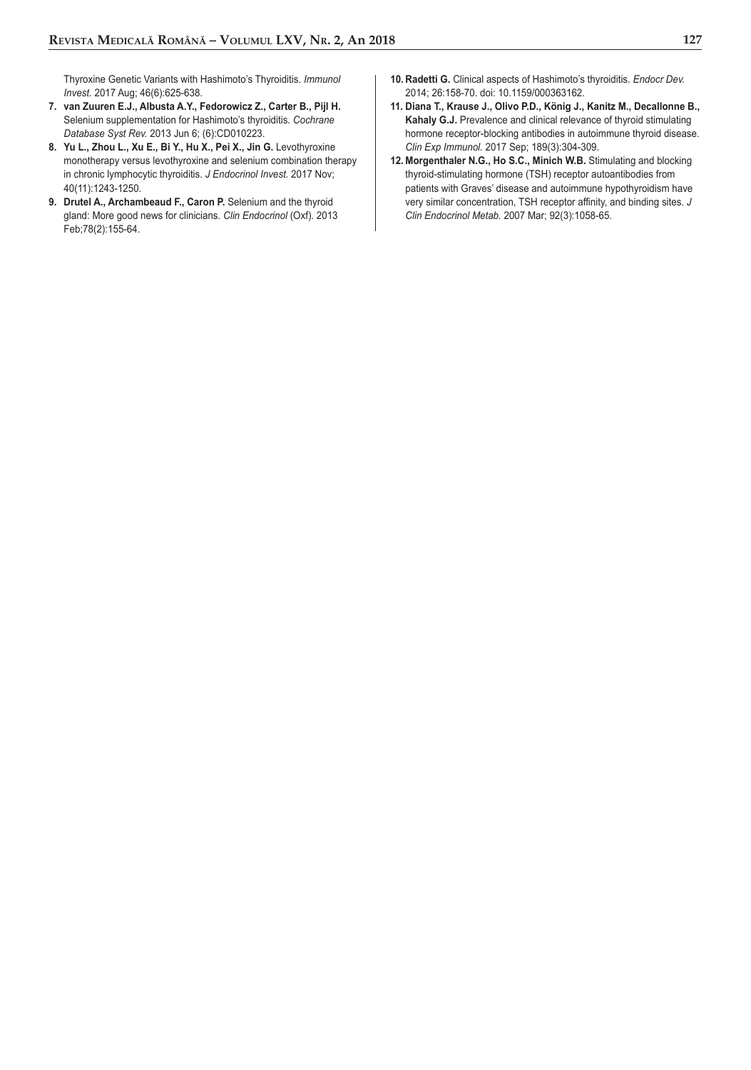Thyroxine Genetic Variants with Hashimoto's Thyroiditis. *Immunol Invest.* 2017 Aug; 46(6):625-638.

7. **van Zuuren E.J., Albusta A.Y., Fedorowicz Z., Carter B., Pijl H.** Selenium supplementation for Hashimoto's thyroiditis. *Cochrane Database Syst Rev.* 2013 Jun 6; (6):CD010223.
8. **Yu L., Zhou L., Xu E., Bi Y., Hu X., Pei X., Jin G.** Levothyroxine monotherapy versus levothyroxine and selenium combination therapy in chronic lymphocytic thyroiditis. *J Endocrinol Invest.* 2017 Nov; 40(11):1243-1250.
9. **Drutel A., Archambeaud F., Caron P.** Selenium and the thyroid gland: More good news for clinicians. *Clin Endocrinol* (Oxf). 2013 Feb;78(2):155-64.
10. **Radetti G.** Clinical aspects of Hashimoto's thyroiditis. *Endocr Dev.* 2014; 26:158-70. doi: 10.1159/000363162.
11. **Diana T., Krause J., Olivo P.D., König J., Kanitz M., Decallonne B., Kahaly G.J.** Prevalence and clinical relevance of thyroid stimulating hormone receptor-blocking antibodies in autoimmune thyroid disease. *Clin Exp Immunol.* 2017 Sep; 189(3):304-309.
12. **Morgenthaler N.G., Ho S.C., Minich W.B.** Stimulating and blocking thyroid-stimulating hormone (TSH) receptor autoantibodies from patients with Graves' disease and autoimmune hypothyroidism have very similar concentration, TSH receptor affinity, and binding sites. *J Clin Endocrinol Metab.* 2007 Mar; 92(3):1058-65.